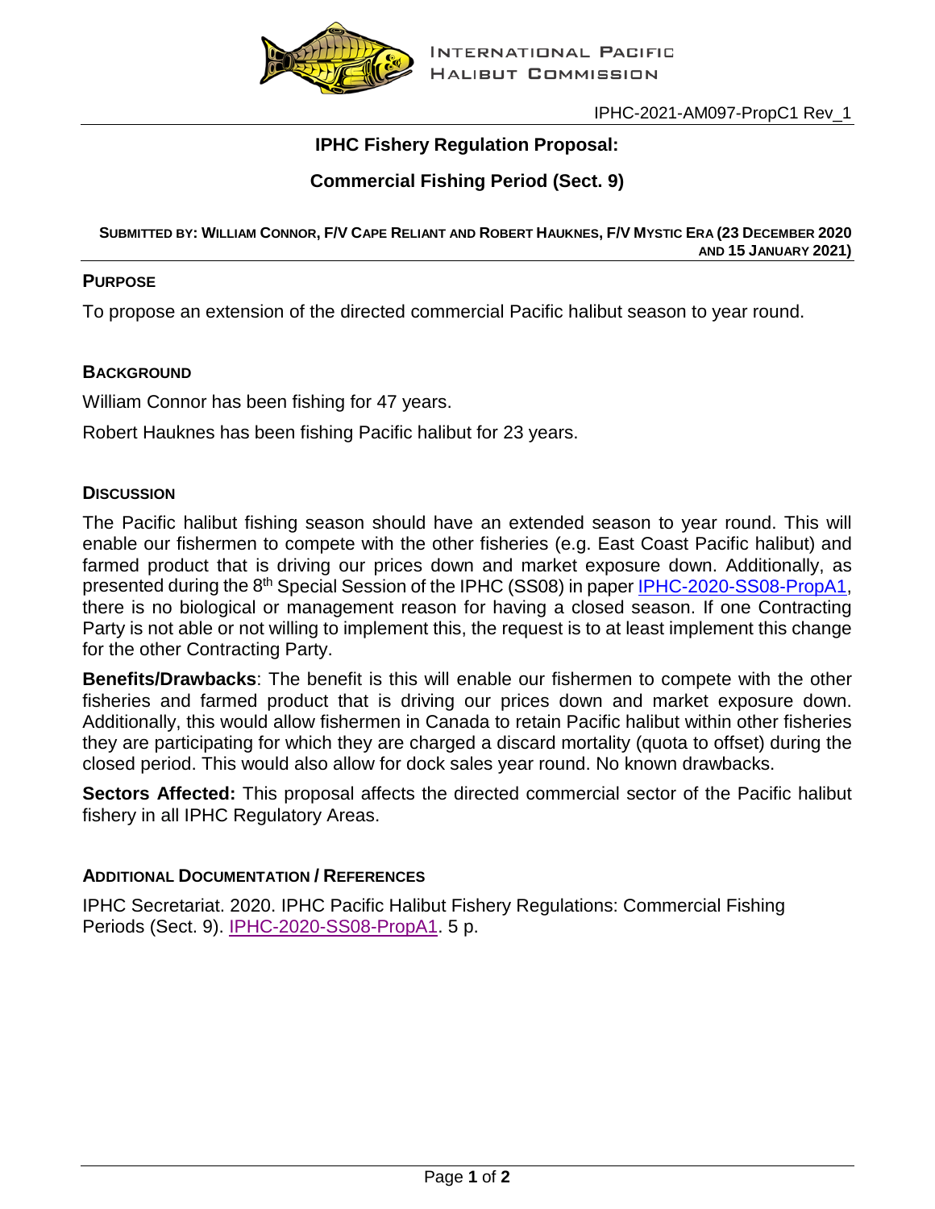INTERNATIONAL PACIFIC HALIBUT COMMISSION

IPHC-2021-AM097-PropC1 Rev_1

# IPHC Fishery Regulation Proposal:

# Commercial Fishing Period (Sect. 9)

**SUBMITTED BY: WILLIAM CONNOR, F/V CAPE RELIANT AND ROBERT HAUKNES, F/V MYSTIC ERA (23 DECEMBER 2020 AND 15 JANUARY 2021)**

## PURPOSE

To propose an extension of the directed commercial Pacific halibut season to year round.

## BACKGROUND

William Connor has been fishing for 47 years.

Robert Hauknes has been fishing Pacific halibut for 23 years.

## DISCUSSION

The Pacific halibut fishing season should have an extended season to year round. This will enable our fishermen to compete with the other fisheries (e.g. East Coast Pacific halibut) and farmed product that is driving our prices down and market exposure down. Additionally, as presented during the 8th Special Session of the IPHC (SS08) in paper IPHC-2020-SS08-PropA1, there is no biological or management reason for having a closed season. If one Contracting Party is not able or not willing to implement this, the request is to at least implement this change for the other Contracting Party.

**Benefits/Drawbacks**: The benefit is this will enable our fishermen to compete with the other fisheries and farmed product that is driving our prices down and market exposure down. Additionally, this would allow fishermen in Canada to retain Pacific halibut within other fisheries they are participating for which they are charged a discard mortality (quota to offset) during the closed period. This would also allow for dock sales year round. No known drawbacks.

**Sectors Affected:** This proposal affects the directed commercial sector of the Pacific halibut fishery in all IPHC Regulatory Areas.

## ADDITIONAL DOCUMENTATION / REFERENCES

IPHC Secretariat. 2020. IPHC Pacific Halibut Fishery Regulations: Commercial Fishing Periods (Sect. 9). IPHC-2020-SS08-PropA1. 5 p.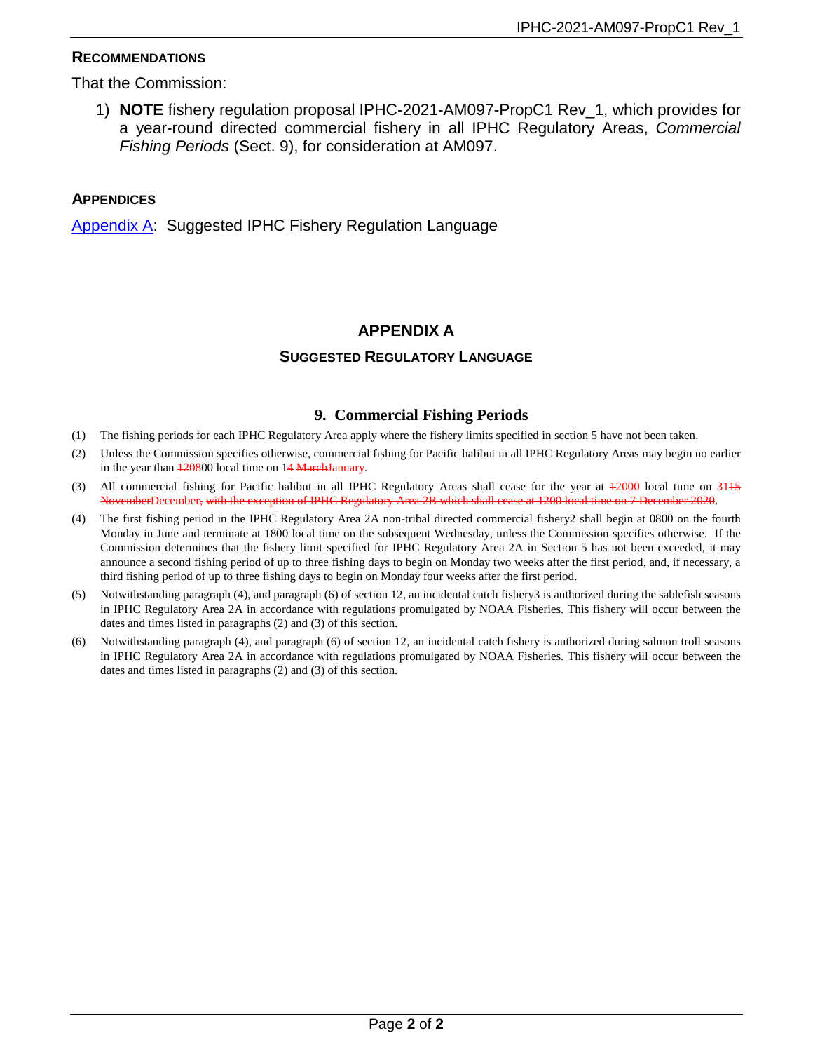**RECOMMENDATIONS**

That the Commission:

1) **NOTE** fishery regulation proposal IPHC-2021-AM097-PropC1 Rev_1, which provides for a year-round directed commercial fishery in all IPHC Regulatory Areas, *Commercial Fishing Periods* (Sect. 9), for consideration at AM097.

**APPENDICES**

Appendix A: Suggested IPHC Fishery Regulation Language

## APPENDIX A

### SUGGESTED REGULATORY LANGUAGE

### 9. Commercial Fishing Periods

(1) The fishing periods for each IPHC Regulatory Area apply where the fishery limits specified in section 5 have not been taken.

(2) Unless the Commission specifies otherwise, commercial fishing for Pacific halibut in all IPHC Regulatory Areas may begin no earlier in the year than ~~12~~0800 local time on 1~~4~~ ~~March~~January.

(3) All commercial fishing for Pacific halibut in all IPHC Regulatory Areas shall cease for the year at ~~1~~2000 local time on 31~~15~~ ~~November~~December~~, with the exception of IPHC Regulatory Area 2B which shall cease at 1200 local time on 7 December 2020~~.

(4) The first fishing period in the IPHC Regulatory Area 2A non-tribal directed commercial fishery2 shall begin at 0800 on the fourth Monday in June and terminate at 1800 local time on the subsequent Wednesday, unless the Commission specifies otherwise. If the Commission determines that the fishery limit specified for IPHC Regulatory Area 2A in Section 5 has not been exceeded, it may announce a second fishing period of up to three fishing days to begin on Monday two weeks after the first period, and, if necessary, a third fishing period of up to three fishing days to begin on Monday four weeks after the first period.

(5) Notwithstanding paragraph (4), and paragraph (6) of section 12, an incidental catch fishery3 is authorized during the sablefish seasons in IPHC Regulatory Area 2A in accordance with regulations promulgated by NOAA Fisheries. This fishery will occur between the dates and times listed in paragraphs (2) and (3) of this section.

(6) Notwithstanding paragraph (4), and paragraph (6) of section 12, an incidental catch fishery is authorized during salmon troll seasons in IPHC Regulatory Area 2A in accordance with regulations promulgated by NOAA Fisheries. This fishery will occur between the dates and times listed in paragraphs (2) and (3) of this section.